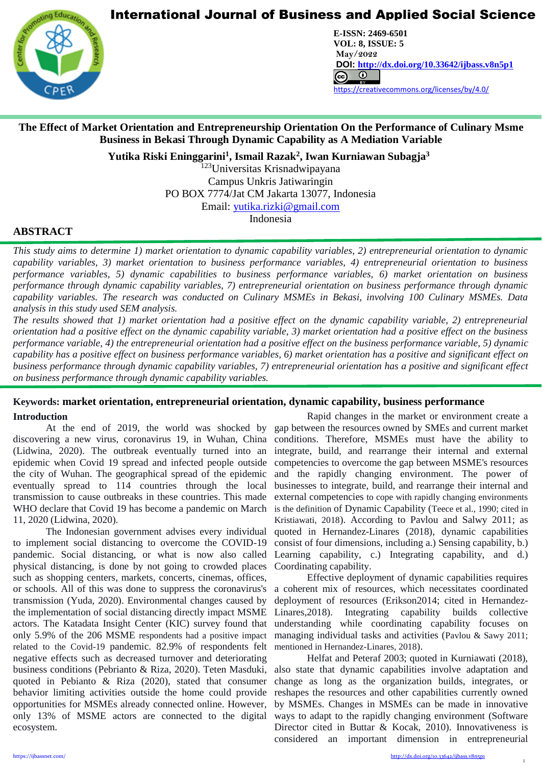# International Journal of Business and Applied Social Science

E-ISSN: 2469-6501
VOL: 8, ISSUE: 5
May/2022
DOI: http://dx.doi.org/10.33642/ijbass.v8n5p1
https://creativecommons.org/licenses/by/4.0/

## The Effect of Market Orientation and Entrepreneurship Orientation On the Performance of Culinary Msme Business in Bekasi Through Dynamic Capability as A Mediation Variable

**Yutika Riski Eninggarini[1], Ismail Razak[2], Iwan Kurniawan Subagja[3]**

[123]Universitas Krisnadwipayana
Campus Unkris Jatiwaringin
PO BOX 7774/Jat CM Jakarta 13077, Indonesia
Email: yutika.rizki@gmail.com
Indonesia

## ABSTRACT

*This study aims to determine 1) market orientation to dynamic capability variables, 2) entrepreneurial orientation to dynamic capability variables, 3) market orientation to business performance variables, 4) entrepreneurial orientation to business performance variables, 5) dynamic capabilities to business performance variables, 6) market orientation on business performance through dynamic capability variables, 7) entrepreneurial orientation on business performance through dynamic capability variables. The research was conducted on Culinary MSMEs in Bekasi, involving 100 Culinary MSMEs. Data analysis in this study used SEM analysis.*

*The results showed that 1) market orientation had a positive effect on the dynamic capability variable, 2) entrepreneurial orientation had a positive effect on the dynamic capability variable, 3) market orientation had a positive effect on the business performance variable, 4) the entrepreneurial orientation had a positive effect on the business performance variable, 5) dynamic capability has a positive effect on business performance variables, 6) market orientation has a positive and significant effect on business performance through dynamic capability variables, 7) entrepreneurial orientation has a positive and significant effect on business performance through dynamic capability variables.*

**Keywords: market orientation, entrepreneurial orientation, dynamic capability, business performance**

## Introduction

At the end of 2019, the world was shocked by discovering a new virus, coronavirus 19, in Wuhan, China (Lidwina, 2020). The outbreak eventually turned into an epidemic when Covid 19 spread and infected people outside the city of Wuhan. The geographical spread of the epidemic eventually spread to 114 countries through the local transmission to cause outbreaks in these countries. This made WHO declare that Covid 19 has become a pandemic on March 11, 2020 (Lidwina, 2020).

The Indonesian government advises every individual to implement social distancing to overcome the COVID-19 pandemic. Social distancing, or what is now also called physical distancing, is done by not going to crowded places such as shopping centers, markets, concerts, cinemas, offices, or schools. All of this was done to suppress the coronavirus's transmission (Yuda, 2020). Environmental changes caused by the implementation of social distancing directly impact MSME actors. The Katadata Insight Center (KIC) survey found that only 5.9% of the 206 MSME respondents had a positive impact related to the Covid-19 pandemic. 82.9% of respondents felt negative effects such as decreased turnover and deteriorating business conditions (Pebrianto & Riza, 2020). Teten Masduki, quoted in Pebianto & Riza (2020), stated that consumer behavior limiting activities outside the home could provide opportunities for MSMEs already connected online. However, only 13% of MSME actors are connected to the digital ecosystem.

Rapid changes in the market or environment create a gap between the resources owned by SMEs and current market conditions. Therefore, MSMEs must have the ability to integrate, build, and rearrange their internal and external competencies to overcome the gap between MSME's resources and the rapidly changing environment. The power of businesses to integrate, build, and rearrange their internal and external competencies to cope with rapidly changing environments is the definition of Dynamic Capability (Teece et al., 1990; cited in Kristiawati, 2018). According to Pavlou and Salwy 2011; as quoted in Hernandez-Linares (2018), dynamic capabilities consist of four dimensions, including a.) Sensing capability, b.) Learning capability, c.) Integrating capability, and d.) Coordinating capability.

Effective deployment of dynamic capabilities requires a coherent mix of resources, which necessitates coordinated deployment of resources (Erikson2014; cited in Hernandez-Linares,2018). Integrating capability builds collective understanding while coordinating capability focuses on managing individual tasks and activities (Pavlou & Sawy 2011; mentioned in Hernandez-Linares, 2018).

Helfat and Peteraf 2003; quoted in Kurniawati (2018), also state that dynamic capabilities involve adaptation and change as long as the organization builds, integrates, or reshapes the resources and other capabilities currently owned by MSMEs. Changes in MSMEs can be made in innovative ways to adapt to the rapidly changing environment (Software Director cited in Buttar & Kocak, 2010). Innovativeness is considered an important dimension in entrepreneurial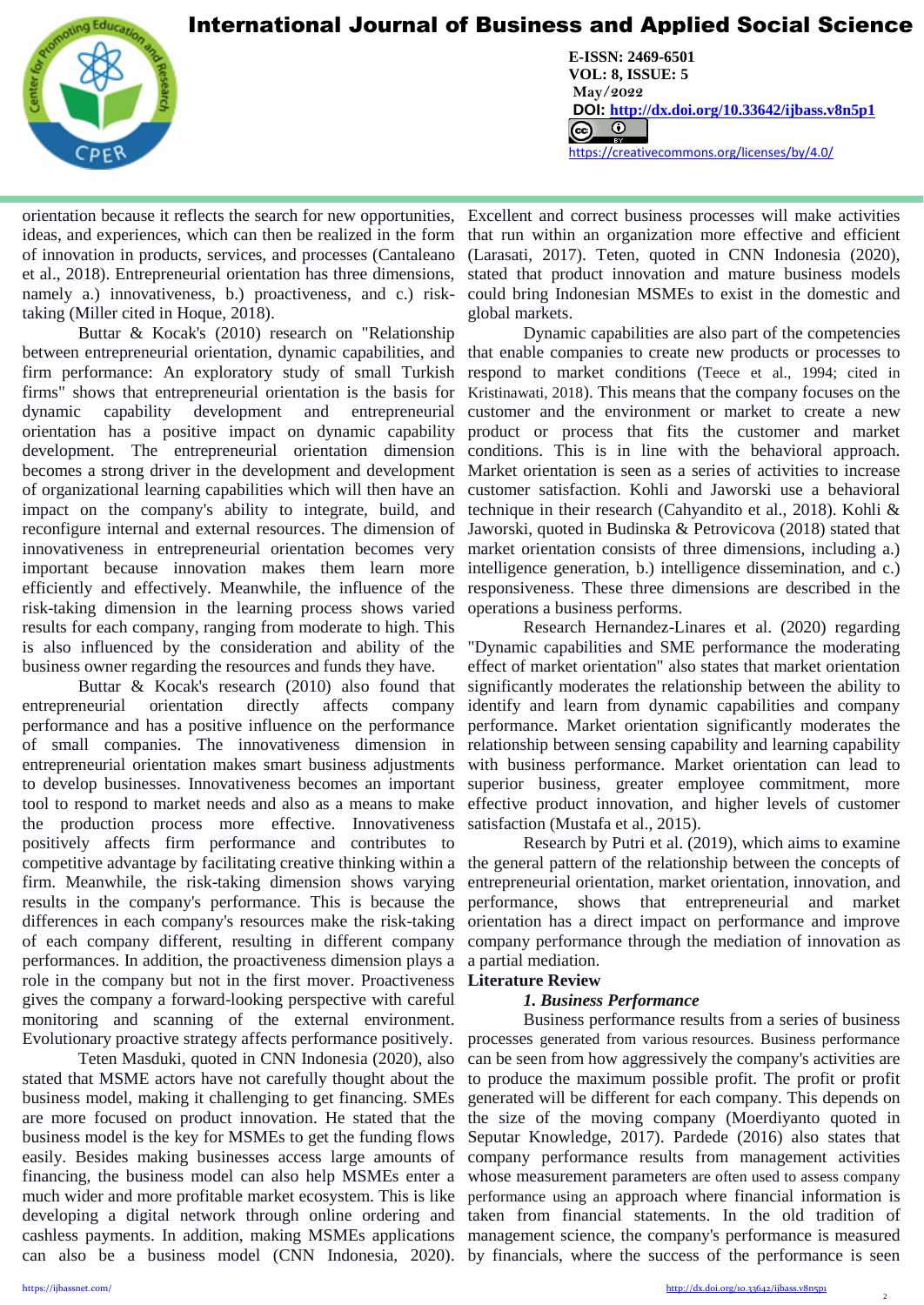orientation because it reflects the search for new opportunities, ideas, and experiences, which can then be realized in the form of innovation in products, services, and processes (Cantaleano et al., 2018). Entrepreneurial orientation has three dimensions, namely a.) innovativeness, b.) proactiveness, and c.) risk-taking (Miller cited in Hoque, 2018).

Buttar & Kocak's (2010) research on "Relationship between entrepreneurial orientation, dynamic capabilities, and firm performance: An exploratory study of small Turkish firms" shows that entrepreneurial orientation is the basis for dynamic capability development and entrepreneurial orientation has a positive impact on dynamic capability development. The entrepreneurial orientation dimension becomes a strong driver in the development and development of organizational learning capabilities which will then have an impact on the company's ability to integrate, build, and reconfigure internal and external resources. The dimension of innovativeness in entrepreneurial orientation becomes very important because innovation makes them learn more efficiently and effectively. Meanwhile, the influence of the risk-taking dimension in the learning process shows varied results for each company, ranging from moderate to high. This is also influenced by the consideration and ability of the business owner regarding the resources and funds they have.

Buttar & Kocak's research (2010) also found that entrepreneurial orientation directly affects company performance and has a positive influence on the performance of small companies. The innovativeness dimension in entrepreneurial orientation makes smart business adjustments to develop businesses. Innovativeness becomes an important tool to respond to market needs and also as a means to make the production process more effective. Innovativeness positively affects firm performance and contributes to competitive advantage by facilitating creative thinking within a firm. Meanwhile, the risk-taking dimension shows varying results in the company's performance. This is because the differences in each company's resources make the risk-taking of each company different, resulting in different company performances. In addition, the proactiveness dimension plays a role in the company but not in the first mover. Proactiveness gives the company a forward-looking perspective with careful monitoring and scanning of the external environment. Evolutionary proactive strategy affects performance positively.

Teten Masduki, quoted in CNN Indonesia (2020), also stated that MSME actors have not carefully thought about the business model, making it challenging to get financing. SMEs are more focused on product innovation. He stated that the business model is the key for MSMEs to get the funding flows easily. Besides making businesses access large amounts of financing, the business model can also help MSMEs enter a much wider and more profitable market ecosystem. This is like developing a digital network through online ordering and cashless payments. In addition, making MSMEs applications can also be a business model (CNN Indonesia, 2020). Excellent and correct business processes will make activities that run within an organization more effective and efficient (Larasati, 2017). Teten, quoted in CNN Indonesia (2020), stated that product innovation and mature business models could bring Indonesian MSMEs to exist in the domestic and global markets.

Dynamic capabilities are also part of the competencies that enable companies to create new products or processes to respond to market conditions (Teece et al., 1994; cited in Kristinawati, 2018). This means that the company focuses on the customer and the environment or market to create a new product or process that fits the customer and market conditions. This is in line with the behavioral approach. Market orientation is seen as a series of activities to increase customer satisfaction. Kohli and Jaworski use a behavioral technique in their research (Cahyandito et al., 2018). Kohli & Jaworski, quoted in Budinska & Petrovicova (2018) stated that market orientation consists of three dimensions, including a.) intelligence generation, b.) intelligence dissemination, and c.) responsiveness. These three dimensions are described in the operations a business performs.

Research Hernandez-Linares et al. (2020) regarding "Dynamic capabilities and SME performance the moderating effect of market orientation" also states that market orientation significantly moderates the relationship between the ability to identify and learn from dynamic capabilities and company performance. Market orientation significantly moderates the relationship between sensing capability and learning capability with business performance. Market orientation can lead to superior business, greater employee commitment, more effective product innovation, and higher levels of customer satisfaction (Mustafa et al., 2015).

Research by Putri et al. (2019), which aims to examine the general pattern of the relationship between the concepts of entrepreneurial orientation, market orientation, innovation, and performance, shows that entrepreneurial and market orientation has a direct impact on performance and improve company performance through the mediation of innovation as a partial mediation.

## Literature Review

### *1. Business Performance*

Business performance results from a series of business processes generated from various resources. Business performance can be seen from how aggressively the company's activities are to produce the maximum possible profit. The profit or profit generated will be different for each company. This depends on the size of the moving company (Moerdiyanto quoted in Seputar Knowledge, 2017). Pardede (2016) also states that company performance results from management activities whose measurement parameters are often used to assess company performance using an approach where financial information is taken from financial statements. In the old tradition of management science, the company's performance is measured by financials, where the success of the performance is seen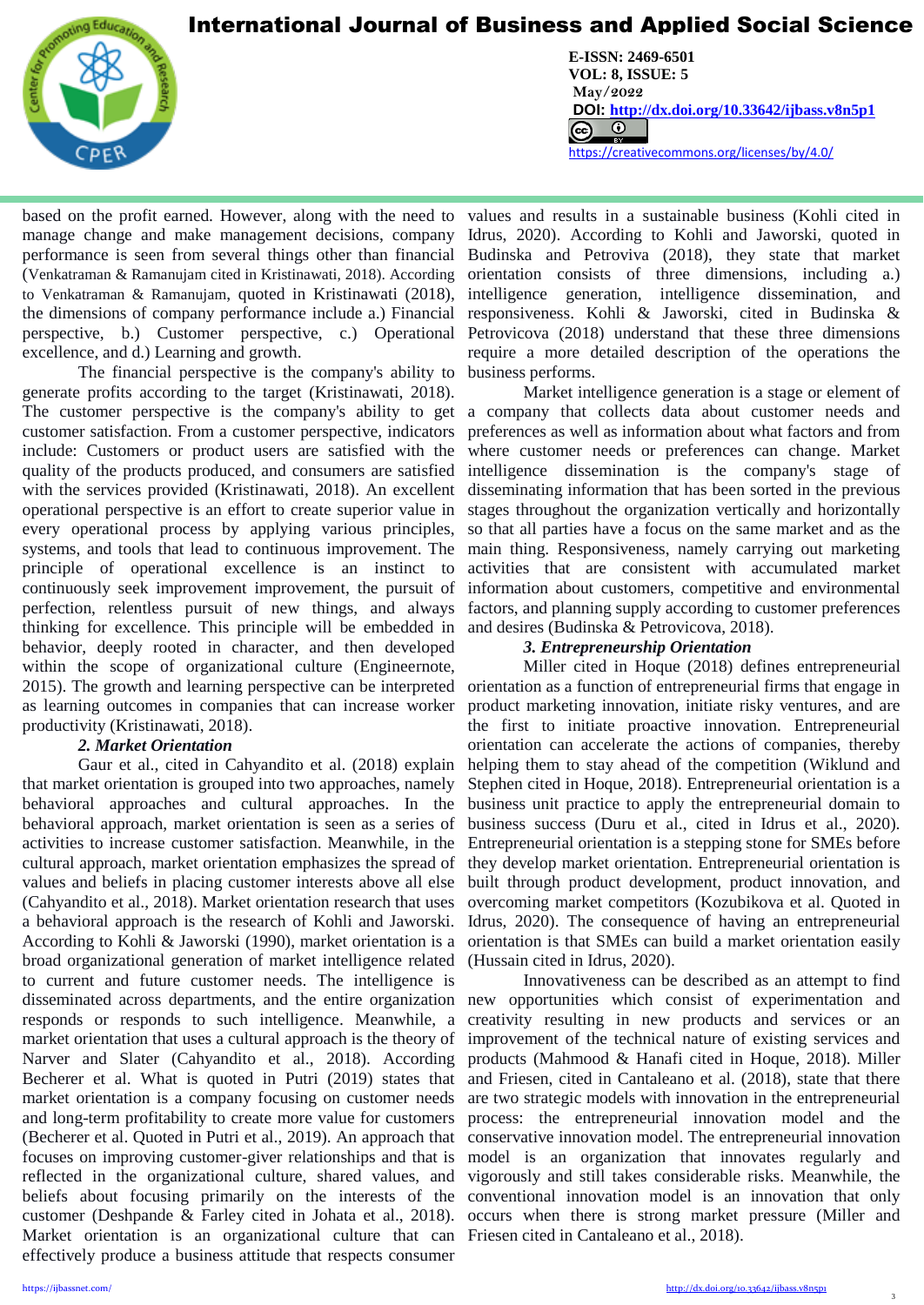based on the profit earned. However, along with the need to manage change and make management decisions, company performance is seen from several things other than financial (Venkatraman & Ramanujam cited in Kristinawati, 2018). According to Venkatraman & Ramanujam, quoted in Kristinawati (2018), the dimensions of company performance include a.) Financial perspective, b.) Customer perspective, c.) Operational excellence, and d.) Learning and growth.

The financial perspective is the company's ability to generate profits according to the target (Kristinawati, 2018). The customer perspective is the company's ability to get customer satisfaction. From a customer perspective, indicators include: Customers or product users are satisfied with the quality of the products produced, and consumers are satisfied with the services provided (Kristinawati, 2018). An excellent operational perspective is an effort to create superior value in every operational process by applying various principles, systems, and tools that lead to continuous improvement. The principle of operational excellence is an instinct to continuously seek improvement improvement, the pursuit of perfection, relentless pursuit of new things, and always thinking for excellence. This principle will be embedded in behavior, deeply rooted in character, and then developed within the scope of organizational culture (Engineernote, 2015). The growth and learning perspective can be interpreted as learning outcomes in companies that can increase worker productivity (Kristinawati, 2018).

***2. Market Orientation***

Gaur et al., cited in Cahyandito et al. (2018) explain that market orientation is grouped into two approaches, namely behavioral approaches and cultural approaches. In the behavioral approach, market orientation is seen as a series of activities to increase customer satisfaction. Meanwhile, in the cultural approach, market orientation emphasizes the spread of values and beliefs in placing customer interests above all else (Cahyandito et al., 2018). Market orientation research that uses a behavioral approach is the research of Kohli and Jaworski. According to Kohli & Jaworski (1990), market orientation is a broad organizational generation of market intelligence related to current and future customer needs. The intelligence is disseminated across departments, and the entire organization responds or responds to such intelligence. Meanwhile, a market orientation that uses a cultural approach is the theory of Narver and Slater (Cahyandito et al., 2018). According Becherer et al. What is quoted in Putri (2019) states that market orientation is a company focusing on customer needs and long-term profitability to create more value for customers (Becherer et al. Quoted in Putri et al., 2019). An approach that focuses on improving customer-giver relationships and that is reflected in the organizational culture, shared values, and beliefs about focusing primarily on the interests of the customer (Deshpande & Farley cited in Johata et al., 2018). Market orientation is an organizational culture that can effectively produce a business attitude that respects consumer values and results in a sustainable business (Kohli cited in Idrus, 2020). According to Kohli and Jaworski, quoted in Budinska and Petroviva (2018), they state that market orientation consists of three dimensions, including a.) intelligence generation, intelligence dissemination, and responsiveness. Kohli & Jaworski, cited in Budinska & Petrovicova (2018) understand that these three dimensions require a more detailed description of the operations the business performs.

Market intelligence generation is a stage or element of a company that collects data about customer needs and preferences as well as information about what factors and from where customer needs or preferences can change. Market intelligence dissemination is the company's stage of disseminating information that has been sorted in the previous stages throughout the organization vertically and horizontally so that all parties have a focus on the same market and as the main thing. Responsiveness, namely carrying out marketing activities that are consistent with accumulated market information about customers, competitive and environmental factors, and planning supply according to customer preferences and desires (Budinska & Petrovicova, 2018).

***3. Entrepreneurship Orientation***

Miller cited in Hoque (2018) defines entrepreneurial orientation as a function of entrepreneurial firms that engage in product marketing innovation, initiate risky ventures, and are the first to initiate proactive innovation. Entrepreneurial orientation can accelerate the actions of companies, thereby helping them to stay ahead of the competition (Wiklund and Stephen cited in Hoque, 2018). Entrepreneurial orientation is a business unit practice to apply the entrepreneurial domain to business success (Duru et al., cited in Idrus et al., 2020). Entrepreneurial orientation is a stepping stone for SMEs before they develop market orientation. Entrepreneurial orientation is built through product development, product innovation, and overcoming market competitors (Kozubikova et al. Quoted in Idrus, 2020). The consequence of having an entrepreneurial orientation is that SMEs can build a market orientation easily (Hussain cited in Idrus, 2020).

Innovativeness can be described as an attempt to find new opportunities which consist of experimentation and creativity resulting in new products and services or an improvement of the technical nature of existing services and products (Mahmood & Hanafi cited in Hoque, 2018). Miller and Friesen, cited in Cantaleano et al. (2018), state that there are two strategic models with innovation in the entrepreneurial process: the entrepreneurial innovation model and the conservative innovation model. The entrepreneurial innovation model is an organization that innovates regularly and vigorously and still takes considerable risks. Meanwhile, the conventional innovation model is an innovation that only occurs when there is strong market pressure (Miller and Friesen cited in Cantaleano et al., 2018).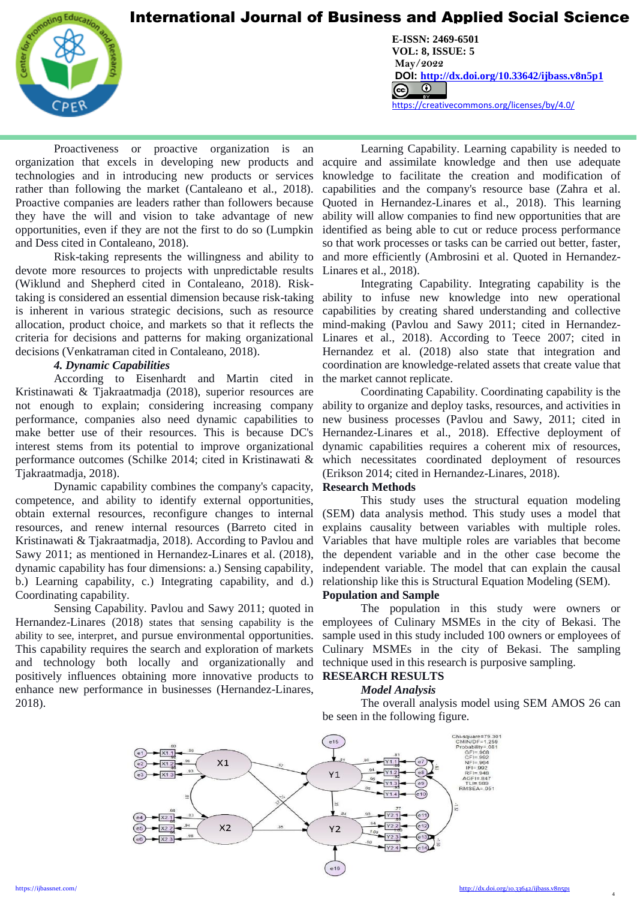Proactiveness or proactive organization is an organization that excels in developing new products and technologies and in introducing new products or services rather than following the market (Cantaleano et al., 2018). Proactive companies are leaders rather than followers because they have the will and vision to take advantage of new opportunities, even if they are not the first to do so (Lumpkin and Dess cited in Contaleano, 2018).

Risk-taking represents the willingness and ability to devote more resources to projects with unpredictable results (Wiklund and Shepherd cited in Contaleano, 2018). Risk-taking is considered an essential dimension because risk-taking is inherent in various strategic decisions, such as resource allocation, product choice, and markets so that it reflects the criteria for decisions and patterns for making organizational decisions (Venkatraman cited in Contaleano, 2018).

***4. Dynamic Capabilities***

According to Eisenhardt and Martin cited in Kristinawati & Tjakraatmadja (2018), superior resources are not enough to explain; considering increasing company performance, companies also need dynamic capabilities to make better use of their resources. This is because DC's interest stems from its potential to improve organizational performance outcomes (Schilke 2014; cited in Kristinawati & Tjakraatmadja, 2018).

Dynamic capability combines the company's capacity, competence, and ability to identify external opportunities, obtain external resources, reconfigure changes to internal resources, and renew internal resources (Barreto cited in Kristinawati & Tjakraatmadja, 2018). According to Pavlou and Sawy 2011; as mentioned in Hernandez-Linares et al. (2018), dynamic capability has four dimensions: a.) Sensing capability, b.) Learning capability, c.) Integrating capability, and d.) Coordinating capability.

Sensing Capability. Pavlou and Sawy 2011; quoted in Hernandez-Linares (2018) states that sensing capability is the ability to see, interpret, and pursue environmental opportunities. This capability requires the search and exploration of markets and technology both locally and organizationally and positively influences obtaining more innovative products to enhance new performance in businesses (Hernandez-Linares, 2018).

Learning Capability. Learning capability is needed to acquire and assimilate knowledge and then use adequate knowledge to facilitate the creation and modification of capabilities and the company's resource base (Zahra et al. Quoted in Hernandez-Linares et al., 2018). This learning ability will allow companies to find new opportunities that are identified as being able to cut or reduce process performance so that work processes or tasks can be carried out better, faster, and more efficiently (Ambrosini et al. Quoted in Hernandez-Linares et al., 2018).

Integrating Capability. Integrating capability is the ability to infuse new knowledge into new operational capabilities by creating shared understanding and collective mind-making (Pavlou and Sawy 2011; cited in Hernandez-Linares et al., 2018). According to Teece 2007; cited in Hernandez et al. (2018) also state that integration and coordination are knowledge-related assets that create value that the market cannot replicate.

Coordinating Capability. Coordinating capability is the ability to organize and deploy tasks, resources, and activities in new business processes (Pavlou and Sawy, 2011; cited in Hernandez-Linares et al., 2018). Effective deployment of dynamic capabilities requires a coherent mix of resources, which necessitates coordinated deployment of resources (Erikson 2014; cited in Hernandez-Linares, 2018).

## Research Methods

This study uses the structural equation modeling (SEM) data analysis method. This study uses a model that explains causality between variables with multiple roles. Variables that have multiple roles are variables that become the dependent variable and in the other case become the independent variable. The model that can explain the causal relationship like this is Structural Equation Modeling (SEM).

## Population and Sample

The population in this study were owners or employees of Culinary MSMEs in the city of Bekasi. The sample used in this study included 100 owners or employees of Culinary MSMEs in the city of Bekasi. The sampling technique used in this research is purposive sampling.

## RESEARCH RESULTS

***Model Analysis***

The overall analysis model using SEM AMOS 26 can be seen in the following figure.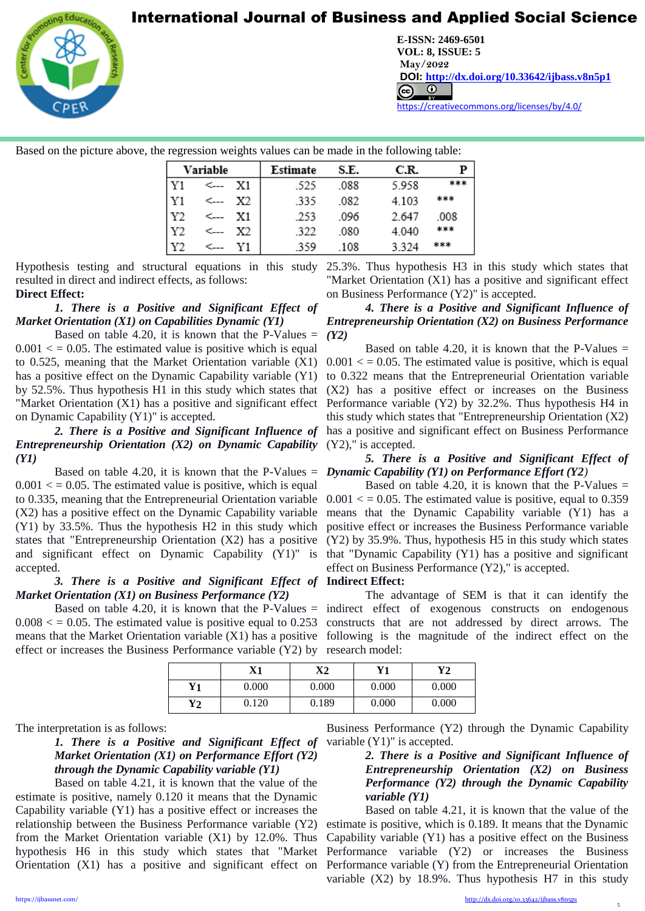Based on the picture above, the regression weights values can be made in the following table:

| Variable | | | Estimate | S.E. | C.R. | P |
|---|---|---|---|---|---|---|
| Y1 | <--- | X1 | .525 | .088 | 5.958 | *** |
| Y1 | <--- | X2 | .335 | .082 | 4.103 | *** |
| Y2 | <--- | X1 | .253 | .096 | 2.647 | .008 |
| Y2 | <--- | X2 | .322 | .080 | 4.040 | *** |
| Y2 | <--- | Y1 | .359 | .108 | 3.324 | *** |

Hypothesis testing and structural equations in this study resulted in direct and indirect effects, as follows:

**Direct Effect:**

***1. There is a Positive and Significant Effect of Market Orientation (X1) on Capabilities Dynamic (Y1)***

Based on table 4.20, it is known that the P-Values = 0.001 < = 0.05. The estimated value is positive which is equal to 0.525, meaning that the Market Orientation variable (X1) has a positive effect on the Dynamic Capability variable (Y1) by 52.5%. Thus hypothesis H1 in this study which states that "Market Orientation (X1) has a positive and significant effect on Dynamic Capability (Y1)" is accepted.

***2. There is a Positive and Significant Influence of Entrepreneurship Orientation (X2) on Dynamic Capability (Y1)***

Based on table 4.20, it is known that the P-Values = 0.001 < = 0.05. The estimated value is positive, which is equal to 0.335, meaning that the Entrepreneurial Orientation variable (X2) has a positive effect on the Dynamic Capability variable (Y1) by 33.5%. Thus the hypothesis H2 in this study which states that "Entrepreneurship Orientation (X2) has a positive and significant effect on Dynamic Capability (Y1)" is accepted.

***3. There is a Positive and Significant Effect of Market Orientation (X1) on Business Performance (Y2)***

Based on table 4.20, it is known that the P-Values = 0.008 < = 0.05. The estimated value is positive equal to 0.253 means that the Market Orientation variable (X1) has a positive effect or increases the Business Performance variable (Y2) by 25.3%. Thus hypothesis H3 in this study which states that "Market Orientation (X1) has a positive and significant effect on Business Performance (Y2)" is accepted.

***4. There is a Positive and Significant Influence of Entrepreneurship Orientation (X2) on Business Performance (Y2)***

Based on table 4.20, it is known that the P-Values = 0.001 < = 0.05. The estimated value is positive, which is equal to 0.322 means that the Entrepreneurial Orientation variable (X2) has a positive effect or increases on the Business Performance variable (Y2) by 32.2%. Thus hypothesis H4 in this study which states that "Entrepreneurship Orientation (X2) has a positive and significant effect on Business Performance (Y2)," is accepted.

***5. There is a Positive and Significant Effect of Dynamic Capability (Y1) on Performance Effort (Y2)***

Based on table 4.20, it is known that the P-Values = 0.001 < = 0.05. The estimated value is positive, equal to 0.359 means that the Dynamic Capability variable (Y1) has a positive effect or increases the Business Performance variable (Y2) by 35.9%. Thus, hypothesis H5 in this study which states that "Dynamic Capability (Y1) has a positive and significant effect on Business Performance (Y2)," is accepted.

**Indirect Effect:**

The advantage of SEM is that it can identify the indirect effect of exogenous constructs on endogenous constructs that are not addressed by direct arrows. The following is the magnitude of the indirect effect on the research model:

| | X1 | X2 | Y1 | Y2 |
|---|---|---|---|---|
| **Y1** | 0.000 | 0.000 | 0.000 | 0.000 |
| **Y2** | 0.120 | 0.189 | 0.000 | 0.000 |

The interpretation is as follows:

***1. There is a Positive and Significant Effect of Market Orientation (X1) on Performance Effort (Y2) through the Dynamic Capability variable (Y1)***

Based on table 4.21, it is known that the value of the estimate is positive, namely 0.120 it means that the Dynamic Capability variable (Y1) has a positive effect or increases the relationship between the Business Performance variable (Y2) from the Market Orientation variable (X1) by 12.0%. Thus hypothesis H6 in this study which states that "Market Orientation (X1) has a positive and significant effect on Business Performance (Y2) through the Dynamic Capability variable (Y1)" is accepted.

***2. There is a Positive and Significant Influence of Entrepreneurship Orientation (X2) on Business Performance (Y2) through the Dynamic Capability variable (Y1)***

Based on table 4.21, it is known that the value of the estimate is positive, which is 0.189. It means that the Dynamic Capability variable (Y1) has a positive effect on the Business Performance variable (Y2) or increases the Business Performance variable (Y) from the Entrepreneurial Orientation variable (X2) by 18.9%. Thus hypothesis H7 in this study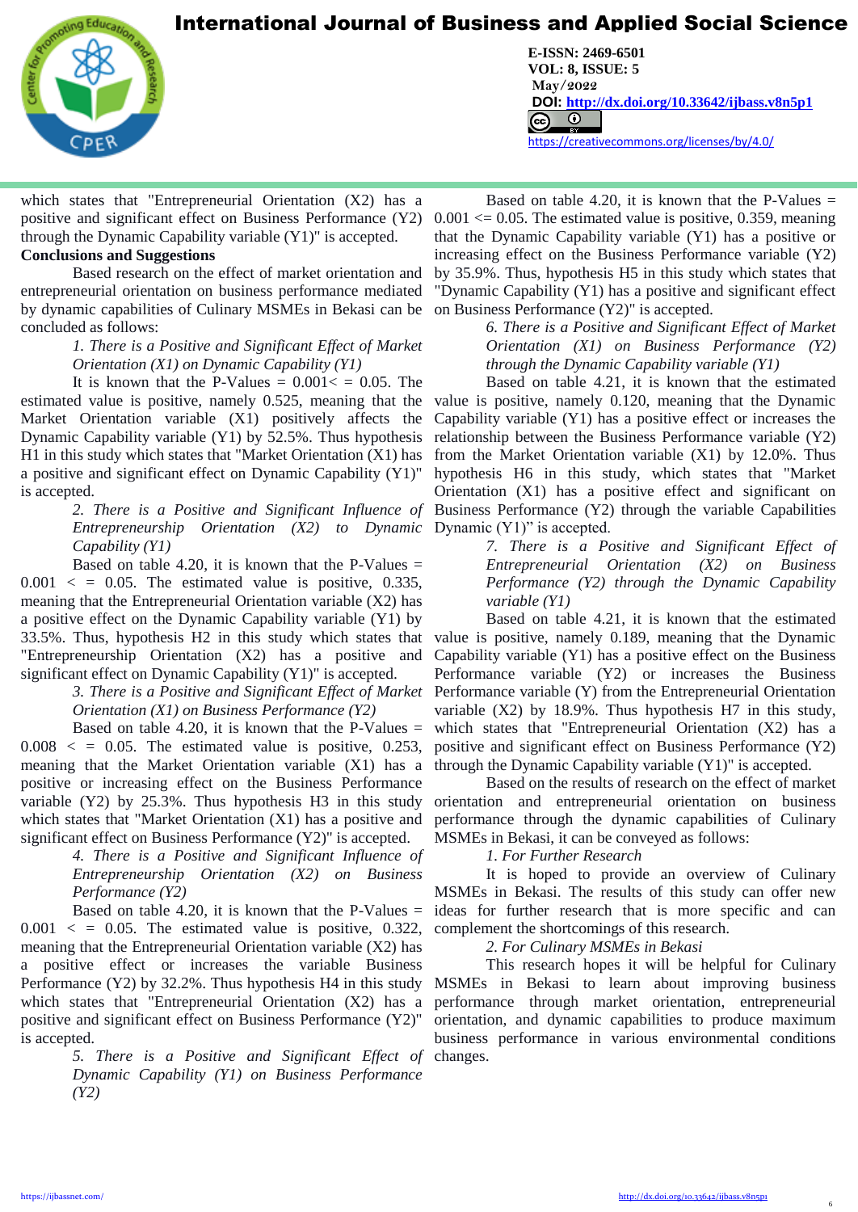which states that "Entrepreneurial Orientation (X2) has a positive and significant effect on Business Performance (Y2) through the Dynamic Capability variable (Y1)" is accepted.

## Conclusions and Suggestions

Based research on the effect of market orientation and entrepreneurial orientation on business performance mediated by dynamic capabilities of Culinary MSMEs in Bekasi can be concluded as follows:

*1. There is a Positive and Significant Effect of Market Orientation (X1) on Dynamic Capability (Y1)*

It is known that the P-Values = 0.001< = 0.05. The estimated value is positive, namely 0.525, meaning that the Market Orientation variable (X1) positively affects the Dynamic Capability variable (Y1) by 52.5%. Thus hypothesis H1 in this study which states that "Market Orientation (X1) has a positive and significant effect on Dynamic Capability (Y1)" is accepted.

*2. There is a Positive and Significant Influence of Entrepreneurship Orientation (X2) to Dynamic Capability (Y1)*

Based on table 4.20, it is known that the P-Values = 0.001 < = 0.05. The estimated value is positive, 0.335, meaning that the Entrepreneurial Orientation variable (X2) has a positive effect on the Dynamic Capability variable (Y1) by 33.5%. Thus, hypothesis H2 in this study which states that "Entrepreneurship Orientation (X2) has a positive and significant effect on Dynamic Capability (Y1)" is accepted.

*3. There is a Positive and Significant Effect of Market Orientation (X1) on Business Performance (Y2)*

Based on table 4.20, it is known that the P-Values = 0.008 < = 0.05. The estimated value is positive, 0.253, meaning that the Market Orientation variable (X1) has a positive or increasing effect on the Business Performance variable (Y2) by 25.3%. Thus hypothesis H3 in this study which states that "Market Orientation (X1) has a positive and significant effect on Business Performance (Y2)" is accepted.

*4. There is a Positive and Significant Influence of Entrepreneurship Orientation (X2) on Business Performance (Y2)*

Based on table 4.20, it is known that the P-Values = 0.001 < = 0.05. The estimated value is positive, 0.322, meaning that the Entrepreneurial Orientation variable (X2) has a positive effect or increases the variable Business Performance (Y2) by 32.2%. Thus hypothesis H4 in this study which states that "Entrepreneurial Orientation (X2) has a positive and significant effect on Business Performance (Y2)" is accepted.

*5. There is a Positive and Significant Effect of Dynamic Capability (Y1) on Business Performance (Y2)*

Based on table 4.20, it is known that the P-Values = 0.001 <= 0.05. The estimated value is positive, 0.359, meaning that the Dynamic Capability variable (Y1) has a positive or increasing effect on the Business Performance variable (Y2) by 35.9%. Thus, hypothesis H5 in this study which states that "Dynamic Capability (Y1) has a positive and significant effect on Business Performance (Y2)" is accepted.

*6. There is a Positive and Significant Effect of Market Orientation (X1) on Business Performance (Y2) through the Dynamic Capability variable (Y1)*

Based on table 4.21, it is known that the estimated value is positive, namely 0.120, meaning that the Dynamic Capability variable (Y1) has a positive effect or increases the relationship between the Business Performance variable (Y2) from the Market Orientation variable (X1) by 12.0%. Thus hypothesis H6 in this study, which states that "Market Orientation (X1) has a positive effect and significant on Business Performance (Y2) through the variable Capabilities Dynamic (Y1)" is accepted.

*7. There is a Positive and Significant Effect of Entrepreneurial Orientation (X2) on Business Performance (Y2) through the Dynamic Capability variable (Y1)*

Based on table 4.21, it is known that the estimated value is positive, namely 0.189, meaning that the Dynamic Capability variable (Y1) has a positive effect on the Business Performance variable (Y2) or increases the Business Performance variable (Y) from the Entrepreneurial Orientation variable (X2) by 18.9%. Thus hypothesis H7 in this study, which states that "Entrepreneurial Orientation (X2) has a positive and significant effect on Business Performance (Y2) through the Dynamic Capability variable (Y1)" is accepted.

Based on the results of research on the effect of market orientation and entrepreneurial orientation on business performance through the dynamic capabilities of Culinary MSMEs in Bekasi, it can be conveyed as follows:

*1. For Further Research*

It is hoped to provide an overview of Culinary MSMEs in Bekasi. The results of this study can offer new ideas for further research that is more specific and can complement the shortcomings of this research.

*2. For Culinary MSMEs in Bekasi*

This research hopes it will be helpful for Culinary MSMEs in Bekasi to learn about improving business performance through market orientation, entrepreneurial orientation, and dynamic capabilities to produce maximum business performance in various environmental conditions changes.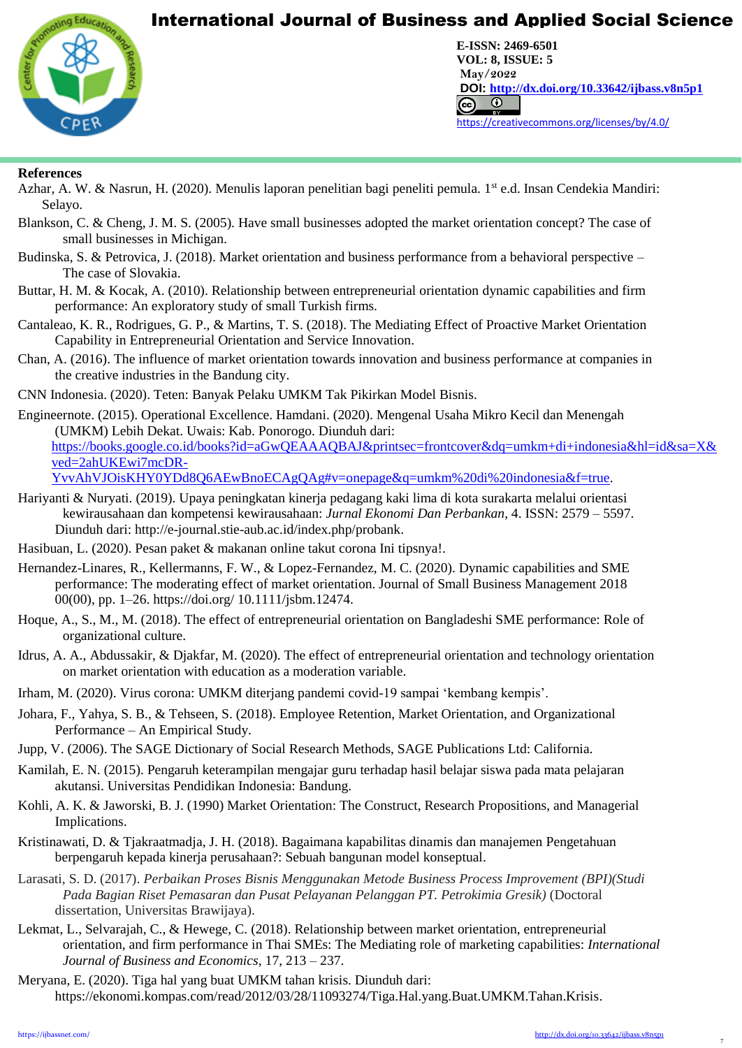**References**

Azhar, A. W. & Nasrun, H. (2020). Menulis laporan penelitian bagi peneliti pemula. 1st e.d. Insan Cendekia Mandiri: Selayo.

Blankson, C. & Cheng, J. M. S. (2005). Have small businesses adopted the market orientation concept? The case of small businesses in Michigan.

Budinska, S. & Petrovica, J. (2018). Market orientation and business performance from a behavioral perspective – The case of Slovakia.

Buttar, H. M. & Kocak, A. (2010). Relationship between entrepreneurial orientation dynamic capabilities and firm performance: An exploratory study of small Turkish firms.

Cantaleao, K. R., Rodrigues, G. P., & Martins, T. S. (2018). The Mediating Effect of Proactive Market Orientation Capability in Entrepreneurial Orientation and Service Innovation.

Chan, A. (2016). The influence of market orientation towards innovation and business performance at companies in the creative industries in the Bandung city.

CNN Indonesia. (2020). Teten: Banyak Pelaku UMKM Tak Pikirkan Model Bisnis.

Engineernote. (2015). Operational Excellence. Hamdani. (2020). Mengenal Usaha Mikro Kecil dan Menengah (UMKM) Lebih Dekat. Uwais: Kab. Ponorogo. Diunduh dari: https://books.google.co.id/books?id=aGwQEAAAQBAJ&printsec=frontcover&dq=umkm+di+indonesia&hl=id&sa=X&ved=2ahUKEwi7mcDR-YvvAhVJOisKHY0YDd8Q6AEwBnoECAgQAg#v=onepage&q=umkm%20di%20indonesia&f=true.

Hariyanti & Nuryati. (2019). Upaya peningkatan kinerja pedagang kaki lima di kota surakarta melalui orientasi kewirausahaan dan kompetensi kewirausahaan: *Jurnal Ekonomi Dan Perbankan*, 4. ISSN: 2579 – 5597. Diunduh dari: http://e-journal.stie-aub.ac.id/index.php/probank.

Hasibuan, L. (2020). Pesan paket & makanan online takut corona Ini tipsnya!.

Hernandez-Linares, R., Kellermanns, F. W., & Lopez-Fernandez, M. C. (2020). Dynamic capabilities and SME performance: The moderating effect of market orientation. Journal of Small Business Management 2018 00(00), pp. 1–26. https://doi.org/ 10.1111/jsbm.12474.

Hoque, A., S., M., M. (2018). The effect of entrepreneurial orientation on Bangladeshi SME performance: Role of organizational culture.

Idrus, A. A., Abdussakir, & Djakfar, M. (2020). The effect of entrepreneurial orientation and technology orientation on market orientation with education as a moderation variable.

Irham, M. (2020). Virus corona: UMKM diterjang pandemi covid-19 sampai 'kembang kempis'.

Johara, F., Yahya, S. B., & Tehseen, S. (2018). Employee Retention, Market Orientation, and Organizational Performance – An Empirical Study.

Jupp, V. (2006). The SAGE Dictionary of Social Research Methods, SAGE Publications Ltd: California.

Kamilah, E. N. (2015). Pengaruh keterampilan mengajar guru terhadap hasil belajar siswa pada mata pelajaran akutansi. Universitas Pendidikan Indonesia: Bandung.

Kohli, A. K. & Jaworski, B. J. (1990) Market Orientation: The Construct, Research Propositions, and Managerial Implications.

Kristinawati, D. & Tjakraatmadja, J. H. (2018). Bagaimana kapabilitas dinamis dan manajemen Pengetahuan berpengaruh kepada kinerja perusahaan?: Sebuah bangunan model konseptual.

Larasati, S. D. (2017). *Perbaikan Proses Bisnis Menggunakan Metode Business Process Improvement (BPI)(Studi Pada Bagian Riset Pemasaran dan Pusat Pelayanan Pelanggan PT. Petrokimia Gresik)* (Doctoral dissertation, Universitas Brawijaya).

Lekmat, L., Selvarajah, C., & Hewege, C. (2018). Relationship between market orientation, entrepreneurial orientation, and firm performance in Thai SMEs: The Mediating role of marketing capabilities: *International Journal of Business and Economics*, 17, 213 – 237.

Meryana, E. (2020). Tiga hal yang buat UMKM tahan krisis. Diunduh dari: https://ekonomi.kompas.com/read/2012/03/28/11093274/Tiga.Hal.yang.Buat.UMKM.Tahan.Krisis.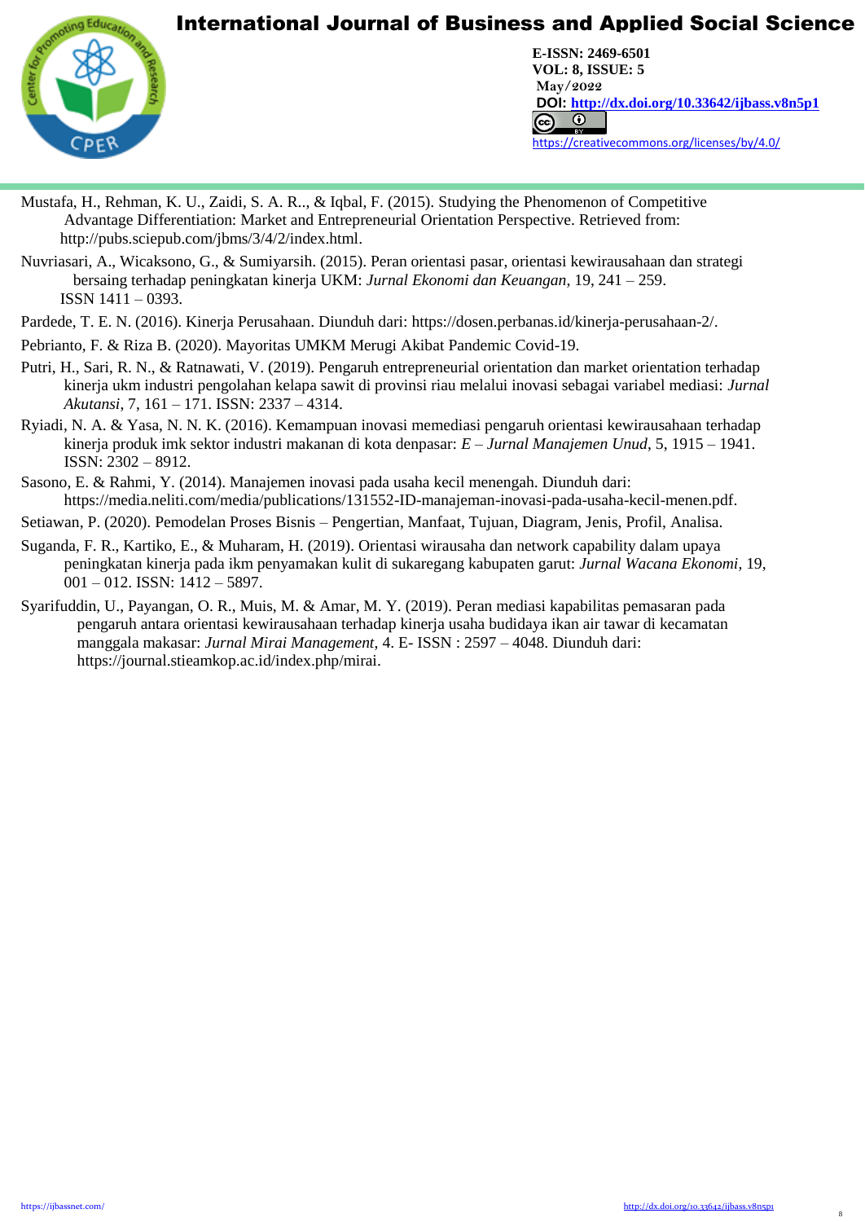Mustafa, H., Rehman, K. U., Zaidi, S. A. R.., & Iqbal, F. (2015). Studying the Phenomenon of Competitive Advantage Differentiation: Market and Entrepreneurial Orientation Perspective. Retrieved from: http://pubs.sciepub.com/jbms/3/4/2/index.html.

Nuvriasari, A., Wicaksono, G., & Sumiyarsih. (2015). Peran orientasi pasar, orientasi kewirausahaan dan strategi bersaing terhadap peningkatan kinerja UKM: *Jurnal Ekonomi dan Keuangan*, 19, 241 – 259. ISSN 1411 – 0393.

Pardede, T. E. N. (2016). Kinerja Perusahaan. Diunduh dari: https://dosen.perbanas.id/kinerja-perusahaan-2/.

Pebrianto, F. & Riza B. (2020). Mayoritas UMKM Merugi Akibat Pandemic Covid-19.

Putri, H., Sari, R. N., & Ratnawati, V. (2019). Pengaruh entrepreneurial orientation dan market orientation terhadap kinerja ukm industri pengolahan kelapa sawit di provinsi riau melalui inovasi sebagai variabel mediasi: *Jurnal Akutansi*, 7, 161 – 171. ISSN: 2337 – 4314.

Ryiadi, N. A. & Yasa, N. N. K. (2016). Kemampuan inovasi memediasi pengaruh orientasi kewirausahaan terhadap kinerja produk imk sektor industri makanan di kota denpasar: *E – Jurnal Manajemen Unud*, 5, 1915 – 1941. ISSN: 2302 – 8912.

Sasono, E. & Rahmi, Y. (2014). Manajemen inovasi pada usaha kecil menengah. Diunduh dari: https://media.neliti.com/media/publications/131552-ID-manajeman-inovasi-pada-usaha-kecil-menen.pdf.

Setiawan, P. (2020). Pemodelan Proses Bisnis – Pengertian, Manfaat, Tujuan, Diagram, Jenis, Profil, Analisa.

Suganda, F. R., Kartiko, E., & Muharam, H. (2019). Orientasi wirausaha dan network capability dalam upaya peningkatan kinerja pada ikm penyamakan kulit di sukaregang kabupaten garut: *Jurnal Wacana Ekonomi*, 19, 001 – 012. ISSN: 1412 – 5897.

Syarifuddin, U., Payangan, O. R., Muis, M. & Amar, M. Y. (2019). Peran mediasi kapabilitas pemasaran pada pengaruh antara orientasi kewirausahaan terhadap kinerja usaha budidaya ikan air tawar di kecamatan manggala makasar: *Jurnal Mirai Management*, 4. E- ISSN : 2597 – 4048. Diunduh dari: https://journal.stieamkop.ac.id/index.php/mirai.